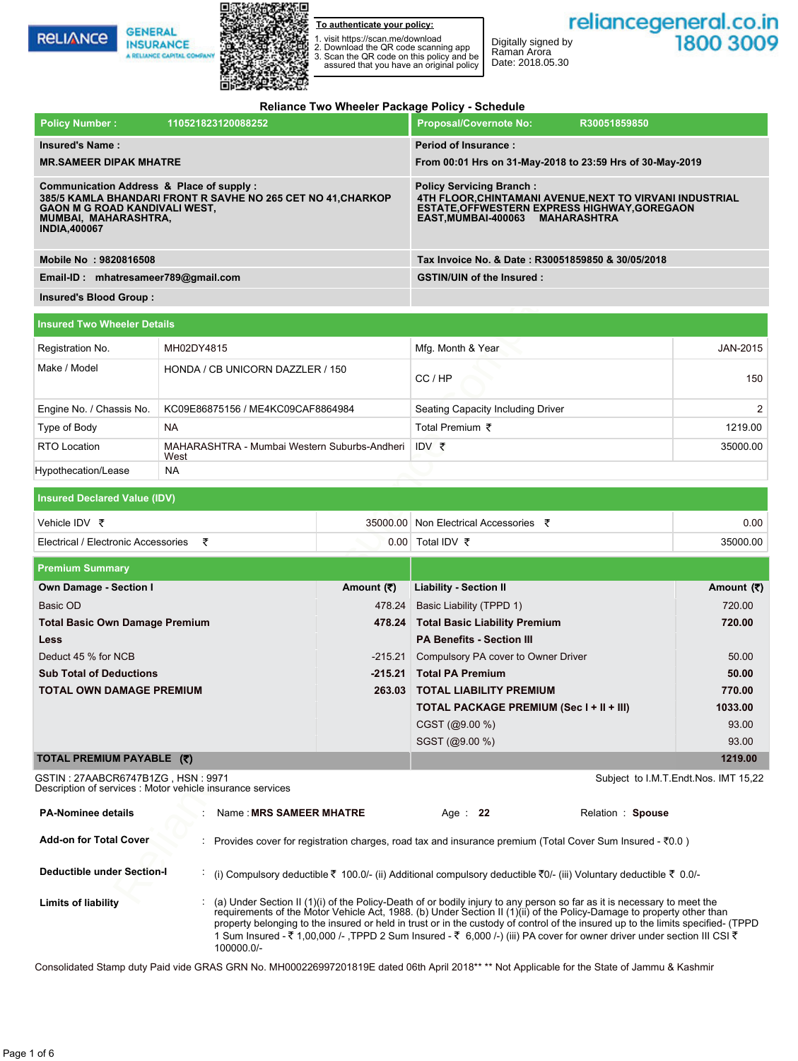RELIANCE GENERAL INSURANCE
A RELIANCE CAPITAL COMPANY

**To authenticate your policy:**
1. visit https://scan.me/download
2. Download the QR code scanning app
3. Scan the QR code on this policy and be assured that you have an original policy

Digitally signed by Raman Arora
Date: 2018.05.30

reliancegeneral.co.in
1800 3009

## Reliance Two Wheeler Package Policy - Schedule

| | |
|---|---|
| **Policy Number : 110521823120088252** | **Proposal/Covernote No: R30051859850** |
| **Insured's Name :** **MR.SAMEER DIPAK MHATRE** | **Period of Insurance :** **From 00:01 Hrs on 31-May-2018 to 23:59 Hrs of 30-May-2019** |
| **Communication Address & Place of supply :** **385/5 KAMLA BHANDARI FRONT R SAVHE NO 265 CET NO 41,CHARKOP GAON M G ROAD KANDIVALI WEST, MUMBAI, MAHARASHTRA, INDIA,400067** | **Policy Servicing Branch :** **4TH FLOOR,CHINTAMANI AVENUE,NEXT TO VIRVANI INDUSTRIAL ESTATE,OFFWESTERN EXPRESS HIGHWAY,GOREGAON EAST,MUMBAI-400063 MAHARASHTRA** |
| **Mobile No : 9820816508** | **Tax Invoice No. & Date : R30051859850 & 30/05/2018** |
| **Email-ID : mhatresameer789@gmail.com** | **GSTIN/UIN of the Insured :** |
| **Insured's Blood Group :** | |

### Insured Two Wheeler Details

| | | | |
|---|---|---|---|
| Registration No. | MH02DY4815 | Mfg. Month & Year | JAN-2015 |
| Make / Model | HONDA / CB UNICORN DAZZLER / 150 | CC / HP | 150 |
| Engine No. / Chassis No. | KC09E86875156 / ME4KC09CAF8864984 | Seating Capacity Including Driver | 2 |
| Type of Body | NA | Total Premium ₹ | 1219.00 |
| RTO Location | MAHARASHTRA - Mumbai Western Suburbs-Andheri West | IDV ₹ | 35000.00 |
| Hypothecation/Lease | NA | | |

### Insured Declared Value (IDV)

| | | | |
|---|---|---|---|
| Vehicle IDV ₹ | 35000.00 | Non Electrical Accessories ₹ | 0.00 |
| Electrical / Electronic Accessories ₹ | 0.00 | Total IDV ₹ | 35000.00 |

### Premium Summary

| Own Damage - Section I | Amount (₹) | Liability - Section II | Amount (₹) |
|---|---|---|---|
| Basic OD | 478.24 | Basic Liability (TPPD 1) | 720.00 |
| **Total Basic Own Damage Premium** | **478.24** | **Total Basic Liability Premium** | **720.00** |
| **Less** | | **PA Benefits - Section III** | |
| Deduct 45 % for NCB | -215.21 | Compulsory PA cover to Owner Driver | 50.00 |
| **Sub Total of Deductions** | **-215.21** | **Total PA Premium** | **50.00** |
| **TOTAL OWN DAMAGE PREMIUM** | **263.03** | **TOTAL LIABILITY PREMIUM** | **770.00** |
| | | **TOTAL PACKAGE PREMIUM (Sec I + II + III)** | **1033.00** |
| | | CGST (@9.00 %) | 93.00 |
| | | SGST (@9.00 %) | 93.00 |
| **TOTAL PREMIUM PAYABLE (₹)** | | | **1219.00** |

GSTIN : 27AABCR6747B1ZG , HSN : 9971
Description of services : Motor vehicle insurance services

Subject to I.M.T.Endt.Nos. IMT 15,22

**PA-Nominee details** : Name : **MRS SAMEER MHATRE** Age : **22** Relation : **Spouse**

**Add-on for Total Cover** : Provides cover for registration charges, road tax and insurance premium (Total Cover Sum Insured - ₹0.0 )

**Deductible under Section-I** : (i) Compulsory deductible ₹ 100.0/- (ii) Additional compulsory deductible ₹0/- (iii) Voluntary deductible ₹ 0.0/-

**Limits of liability** : (a) Under Section II (1)(i) of the Policy-Death of or bodily injury to any person so far as it is necessary to meet the requirements of the Motor Vehicle Act, 1988. (b) Under Section II (1)(ii) of the Policy-Damage to property other than property belonging to the insured or held in trust or in the custody of control of the insured up to the limits specified- (TPPD 1 Sum Insured - ₹ 1,00,000 /- ,TPPD 2 Sum Insured - ₹ 6,000 /-) (iii) PA cover for owner driver under section III CSI ₹ 100000.0/-

Consolidated Stamp duty Paid vide GRAS GRN No. MH000226997201819E dated 06th April 2018** ** Not Applicable for the State of Jammu & Kashmir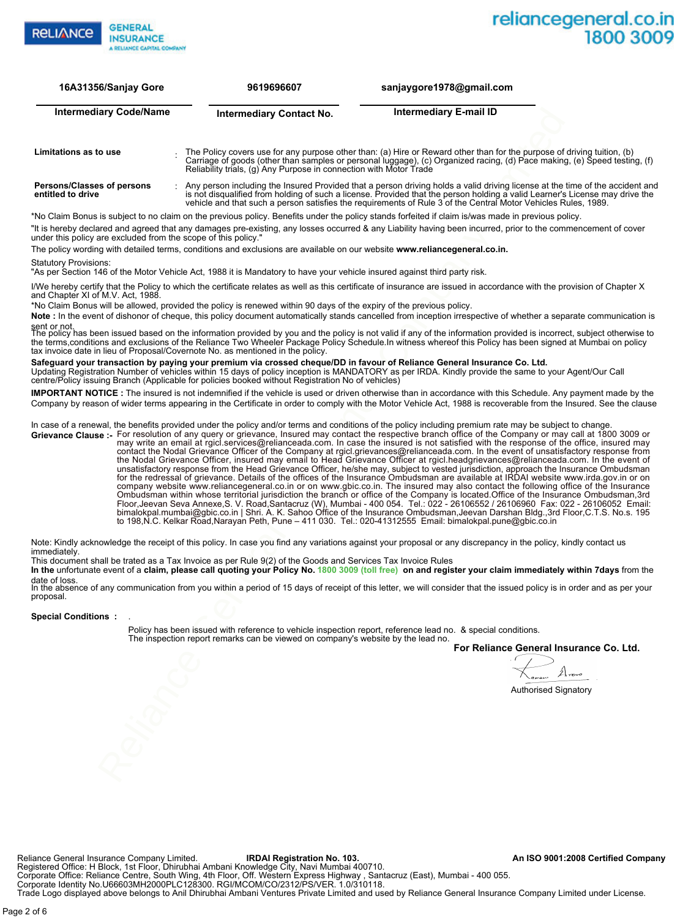| 16A31356/Sanjay Gore | 9619696607 | sanjaygore1978@gmail.com |
|---|---|---|
| **Intermediary Code/Name** | **Intermediary Contact No.** | **Intermediary E-mail ID** |

**Limitations as to use** : The Policy covers use for any purpose other than: (a) Hire or Reward other than for the purpose of driving tuition, (b) Carriage of goods (other than samples or personal luggage), (c) Organized racing, (d) Pace making, (e) Speed testing, (f) Reliability trials, (g) Any Purpose in connection with Motor Trade

**Persons/Classes of persons entitled to drive** : Any person including the Insured Provided that a person driving holds a valid driving license at the time of the accident and is not disqualified from holding of such a license. Provided that the person holding a valid Learner's License may drive the vehicle and that such a person satisfies the requirements of Rule 3 of the Central Motor Vehicles Rules, 1989.

*No Claim Bonus is subject to no claim on the previous policy. Benefits under the policy stands forfeited if claim is/was made in previous policy.

"It is hereby declared and agreed that any damages pre-existing, any losses occurred & any Liability having been incurred, prior to the commencement of cover under this policy are excluded from the scope of this policy."

The policy wording with detailed terms, conditions and exclusions are available on our website **www.reliancegeneral.co.in.**

Statutory Provisions:
"As per Section 146 of the Motor Vehicle Act, 1988 it is Mandatory to have your vehicle insured against third party risk.

I/We hereby certify that the Policy to which the certificate relates as well as this certificate of insurance are issued in accordance with the provision of Chapter X and Chapter XI of M.V. Act, 1988.
*No Claim Bonus will be allowed, provided the policy is renewed within 90 days of the expiry of the previous policy.
**Note :** In the event of dishonor of cheque, this policy document automatically stands cancelled from inception irrespective of whether a separate communication is sent or not.
The policy has been issued based on the information provided by you and the policy is not valid if any of the information provided is incorrect, subject otherwise to the terms,conditions and exclusions of the Reliance Two Wheeler Package Policy Schedule.In witness whereof this Policy has been signed at Mumbai on policy tax invoice date in lieu of Proposal/Covernote No. as mentioned in the policy.
**Safeguard your transaction by paying your premium via crossed cheque/DD in favour of Reliance General Insurance Co. Ltd.**
Updating Registration Number of vehicles within 15 days of policy inception is MANDATORY as per IRDA. Kindly provide the same to your Agent/Our Call centre/Policy issuing Branch (Applicable for policies booked without Registration No of vehicles)

**IMPORTANT NOTICE :** The insured is not indemnified if the vehicle is used or driven otherwise than in accordance with this Schedule. Any payment made by the Company by reason of wider terms appearing in the Certificate in order to comply with the Motor Vehicle Act, 1988 is recoverable from the Insured. See the clause

In case of a renewal, the benefits provided under the policy and/or terms and conditions of the policy including premium rate may be subject to change.

**Grievance Clause :-** For resolution of any query or grievance, Insured may contact the respective branch office of the Company or may call at 1800 3009 or may write an email at rgicl.services@relianceada.com. In case the insured is not satisfied with the response of the office, insured may contact the Nodal Grievance Officer of the Company at rgicl.grievances@relianceada.com. In the event of unsatisfactory response from the Nodal Grievance Officer, insured may email to Head Grievance Officer at rgicl.headgrievances@relianceada.com. In the event of unsatisfactory response from the Head Grievance Officer, he/she may, subject to vested jurisdiction, approach the Insurance Ombudsman for the redressal of grievance. Details of the offices of the Insurance Ombudsman are available at IRDAI website www.irda.gov.in or on company website www.reliancegeneral.co.in or on www.gbic.co.in. The insured may also contact the following office of the Insurance Ombudsman within whose territorial jurisdiction the branch or office of the Company is located.Office of the Insurance Ombudsman,3rd Floor,Jeevan Seva Annexe,S. V. Road,Santacruz (W), Mumbai - 400 054. Tel.: 022 - 26106552 / 26106960 Fax: 022 - 26106052 Email: bimalokpal.mumbai@gbic.co.in | Shri. A. K. Sahoo Office of the Insurance Ombudsman,Jeevan Darshan Bldg.,3rd Floor,C.T.S. No.s. 195 to 198,N.C. Kelkar Road,Narayan Peth, Pune – 411 030. Tel.: 020-41312555 Email: bimalokpal.pune@gbic.co.in

Note: Kindly acknowledge the receipt of this policy. In case you find any variations against your proposal or any discrepancy in the policy, kindly contact us immediately.
This document shall be trated as a Tax Invoice as per Rule 9(2) of the Goods and Services Tax Invoice Rules
**In the** unfortunate event of a **claim, please call quoting your Policy No.** 1800 3009 (toll free) **on and register your claim immediately within 7days** from the date of loss.
In the absence of any communication from you within a period of 15 days of receipt of this letter, we will consider that the issued policy is in order and as per your proposal.

**Special Conditions :** .

Policy has been issued with reference to vehicle inspection report, reference lead no. & special conditions.
The inspection report remarks can be viewed on company's website by the lead no.

**For Reliance General Insurance Co. Ltd.**

Authorised Signatory

Reliance General Insurance Company Limited. **IRDAI Registration No. 103.** **An ISO 9001:2008 Certified Company**
Registered Office: H Block, 1st Floor, Dhirubhai Ambani Knowledge City, Navi Mumbai 400710.
Corporate Office: Reliance Centre, South Wing, 4th Floor, Off. Western Express Highway , Santacruz (East), Mumbai - 400 055.
Corporate Identity No.U66603MH2000PLC128300. RGI/MCOM/CO/2312/PS/VER. 1.0/310118.
Trade Logo displayed above belongs to Anil Dhirubhai Ambani Ventures Private Limited and used by Reliance General Insurance Company Limited under License.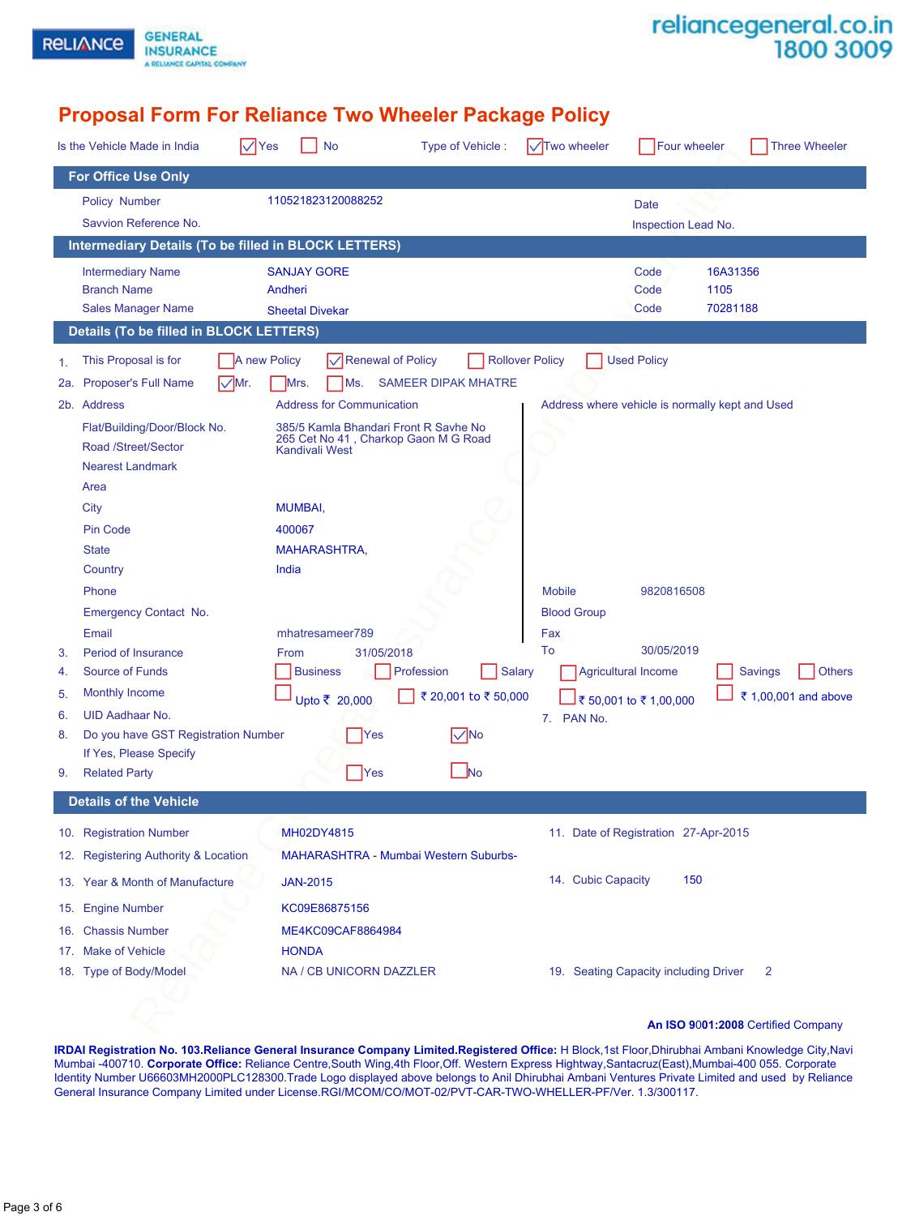RELIANCE GENERAL INSURANCE
A RELIANCE CAPITAL COMPANY

reliancegeneral.co.in
1800 3009

# Proposal Form For Reliance Two Wheeler Package Policy

Is the Vehicle Made in India ☑ Yes ☐ No     Type of Vehicle : ☑ Two wheeler ☐ Four wheeler ☐ Three Wheeler

## For Office Use Only

| | | | |
|---|---|---|---|
| Policy Number | 110521823120088252 | Date | |
| Savvion Reference No. | | Inspection Lead No. | |

## Intermediary Details (To be filled in BLOCK LETTERS)

| | | | |
|---|---|---|---|
| Intermediary Name | SANJAY GORE | Code | 16A31356 |
| Branch Name | Andheri | Code | 1105 |
| Sales Manager Name | Sheetal Divekar | Code | 70281188 |

## Details (To be filled in BLOCK LETTERS)

1. This Proposal is for ☐ A new Policy ☑ Renewal of Policy ☐ Rollover Policy ☐ Used Policy

2a. Proposer's Full Name ☑ Mr. ☐ Mrs. ☐ Ms. SAMEER DIPAK MHATRE

2b. Address

| | Address for Communication | Address where vehicle is normally kept and Used |
|---|---|---|
| Flat/Building/Door/Block No. | 385/5 Kamla Bhandari Front R Savhe No 265 Cet No 41 , Charkop Gaon M G Road Kandivali West | |
| Road /Street/Sector | | |
| Nearest Landmark | | |
| Area | | |
| City | MUMBAI, | |
| Pin Code | 400067 | |
| State | MAHARASHTRA, | |
| Country | India | |
| Phone | | Mobile 9820816508 |
| Emergency Contact No. | | Blood Group |
| Email | mhatresameer789 | Fax |

3. Period of Insurance From 31/05/2018 To 30/05/2019

4. Source of Funds ☐ Business ☐ Profession ☐ Salary ☐ Agricultural Income ☐ Savings ☐ Others

5. Monthly Income ☐ Upto ₹ 20,000 ☐ ₹ 20,001 to ₹ 50,000 ☐ ₹ 50,001 to ₹ 1,00,000 ☐ ₹ 1,00,001 and above

6. UID Aadhaar No.     7. PAN No.

8. Do you have GST Registration Number ☐ Yes ☑ No
   If Yes, Please Specify

9. Related Party ☐ Yes ☐ No

## Details of the Vehicle

| | | | |
|---|---|---|---|
| 10. Registration Number | MH02DY4815 | 11. Date of Registration | 27-Apr-2015 |
| 12. Registering Authority & Location | MAHARASHTRA - Mumbai Western Suburbs- | | |
| 13. Year & Month of Manufacture | JAN-2015 | 14. Cubic Capacity | 150 |
| 15. Engine Number | KC09E86875156 | | |
| 16. Chassis Number | ME4KC09CAF8864984 | | |
| 17. Make of Vehicle | HONDA | | |
| 18. Type of Body/Model | NA / CB UNICORN DAZZLER | 19. Seating Capacity including Driver | 2 |

**An ISO 9001:2008** Certified Company

**IRDAI Registration No. 103.Reliance General Insurance Company Limited.Registered Office:** H Block,1st Floor,Dhirubhai Ambani Knowledge City,Navi Mumbai -400710. **Corporate Office:** Reliance Centre,South Wing,4th Floor,Off. Western Express Hightway,Santacruz(East),Mumbai-400 055. Corporate Identity Number U66603MH2000PLC128300.Trade Logo displayed above belongs to Anil Dhirubhai Ambani Ventures Private Limited and used by Reliance General Insurance Company Limited under License.RGI/MCOM/CO/MOT-02/PVT-CAR-TWO-WHELLER-PF/Ver. 1.3/300117.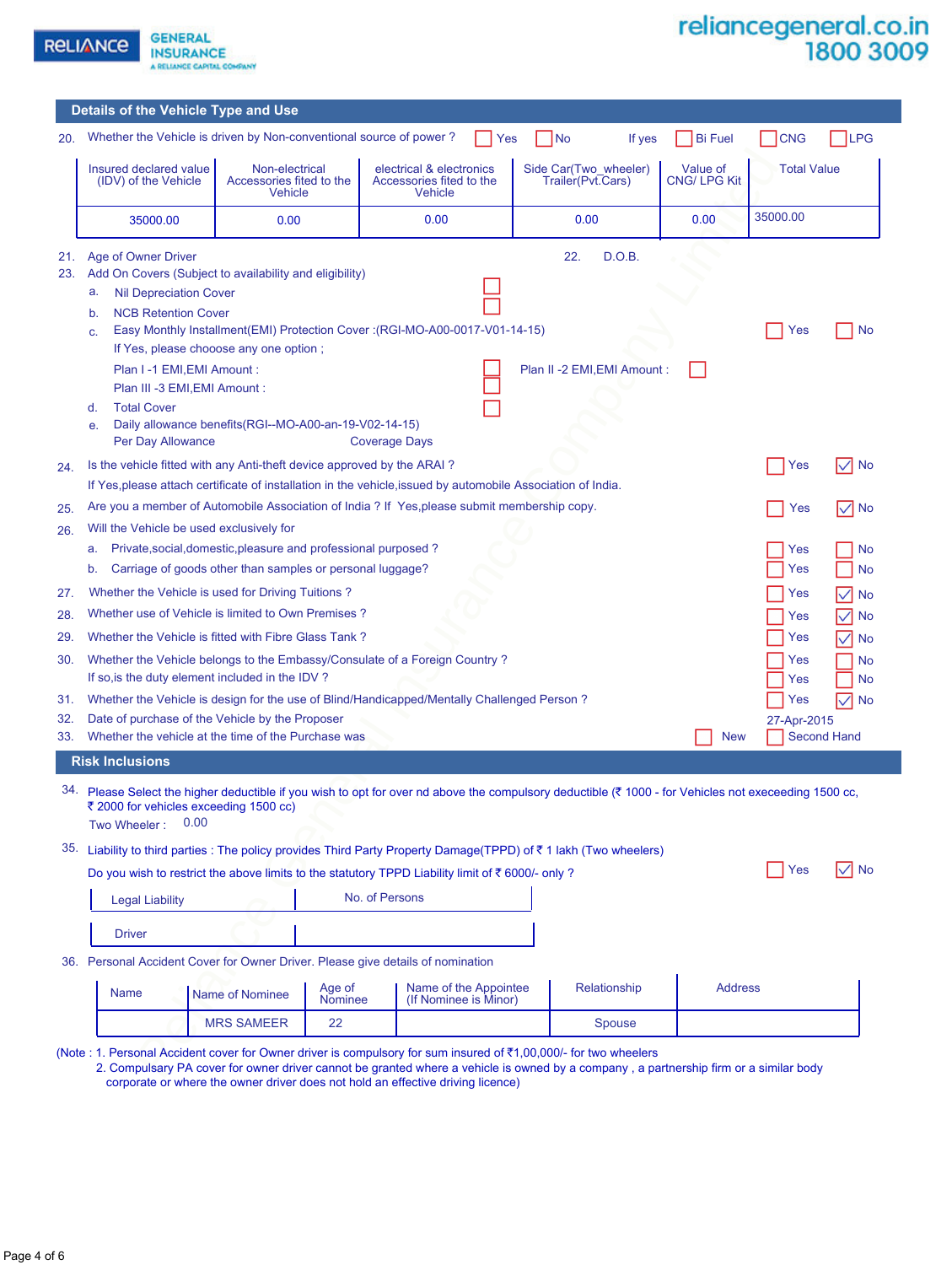## Details of the Vehicle Type and Use

20. Whether the Vehicle is driven by Non-conventional source of power ? ☐ Yes ☐ No If yes ☐ Bi Fuel ☐ CNG ☐ LPG

| Insured declared value (IDV) of the Vehicle | Non-electrical Accessories fited to the Vehicle | electrical & electronics Accessories fited to the Vehicle | Side Car(Two_wheeler) Trailer(Pvt.Cars) | Value of CNG/ LPG Kit | Total Value |
|---|---|---|---|---|---|
| 35000.00 | 0.00 | 0.00 | 0.00 | 0.00 | 35000.00 |

21. Age of Owner Driver
22. D.O.B.
23. Add On Covers (Subject to availability and eligibility)
    - a. Nil Depreciation Cover ☐
    - b. NCB Retention Cover ☐
    - c. Easy Monthly Installment(EMI) Protection Cover :(RGI-MO-A00-0017-V01-14-15) ☐ Yes ☐ No
      If Yes, please chooose any one option ;
      Plan I -1 EMI,EMI Amount : ☐ Plan II -2 EMI,EMI Amount : ☐
      Plan III -3 EMI,EMI Amount : ☐
    - d. Total Cover ☐
    - e. Daily allowance benefits(RGI--MO-A00-an-19-V02-14-15)
      Per Day Allowance Coverage Days
24. Is the vehicle fitted with any Anti-theft device approved by the ARAI ? ☐ Yes ☑ No
    If Yes,please attach certificate of installation in the vehicle,issued by automobile Association of India.
25. Are you a member of Automobile Association of India ? If Yes,please submit membership copy. ☐ Yes ☑ No
26. Will the Vehicle be used exclusively for
    - a. Private,social,domestic,pleasure and professional purposed ? ☐ Yes ☐ No
    - b. Carriage of goods other than samples or personal luggage? ☐ Yes ☐ No
27. Whether the Vehicle is used for Driving Tuitions ? ☐ Yes ☑ No
28. Whether use of Vehicle is limited to Own Premises ? ☐ Yes ☑ No
29. Whether the Vehicle is fitted with Fibre Glass Tank ? ☐ Yes ☑ No
30. Whether the Vehicle belongs to the Embassy/Consulate of a Foreign Country ? ☐ Yes ☐ No
    If so,is the duty element included in the IDV ? ☐ Yes ☐ No
31. Whether the Vehicle is design for the use of Blind/Handicapped/Mentally Challenged Person ? ☐ Yes ☑ No
32. Date of purchase of the Vehicle by the Proposer 27-Apr-2015
33. Whether the vehicle at the time of the Purchase was ☐ New ☐ Second Hand

## Risk Inclusions

34. Please Select the higher deductible if you wish to opt for over nd above the compulsory deductible (₹ 1000 - for Vehicles not execeeding 1500 cc, ₹ 2000 for vehicles exceeding 1500 cc)
    Two Wheeler : 0.00
35. Liability to third parties : The policy provides Third Party Property Damage(TPPD) of ₹ 1 lakh (Two wheelers)
    Do you wish to restrict the above limits to the statutory TPPD Liability limit of ₹ 6000/- only ? ☐ Yes ☑ No

| Legal Liability | No. of Persons |
|---|---|
| Driver | |

36. Personal Accident Cover for Owner Driver. Please give details of nomination

| Name | Name of Nominee | Age of Nominee | Name of the Appointee (If Nominee is Minor) | Relationship | Address |
|---|---|---|---|---|---|
| | MRS SAMEER | 22 | | Spouse | |

(Note : 1. Personal Accident cover for Owner driver is compulsory for sum insured of ₹1,00,000/- for two wheelers
2. Compulsary PA cover for owner driver cannot be granted where a vehicle is owned by a company , a partnership firm or a similar body corporate or where the owner driver does not hold an effective driving licence)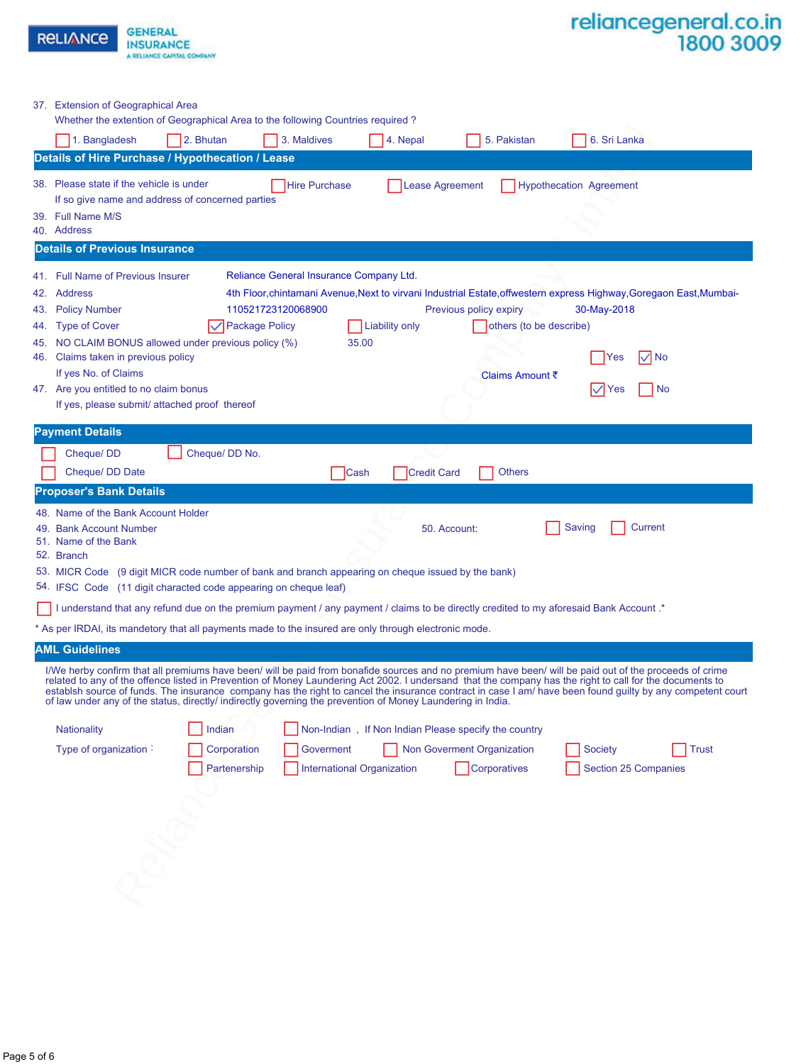37. Extension of Geographical Area

Whether the extention of Geographical Area to the following Countries required ?

☐ 1. Bangladesh ☐ 2. Bhutan ☐ 3. Maldives ☐ 4. Nepal ☐ 5. Pakistan ☐ 6. Sri Lanka

## Details of Hire Purchase / Hypothecation / Lease

38. Please state if the vehicle is under ☐ Hire Purchase ☐ Lease Agreement ☐ Hypothecation Agreement

If so give name and address of concerned parties

39. Full Name M/S

40. Address

## Details of Previous Insurance

41. Full Name of Previous Insurer: Reliance General Insurance Company Ltd.

42. Address: 4th Floor,chintamani Avenue,Next to virvani Industrial Estate,offwestern express Highway,Goregaon East,Mumbai-

43. Policy Number: 110521723120068900 Previous policy expiry: 30-May-2018

44. Type of Cover ☑ Package Policy ☐ Liability only ☐ others (to be describe)

45. NO CLAIM BONUS allowed under previous policy (%) 35.00

46. Claims taken in previous policy ☐ Yes ☑ No

If yes No. of Claims Claims Amount ₹

47. Are you entitled to no claim bonus ☑ Yes ☐ No

If yes, please submit/ attached proof thereof

## Payment Details

☐ Cheque/ DD ☐ Cheque/ DD No.

☐ Cheque/ DD Date ☐ Cash ☐ Credit Card ☐ Others

## Proposer's Bank Details

48. Name of the Bank Account Holder

49. Bank Account Number 50. Account: ☐ Saving ☐ Current

51. Name of the Bank

52. Branch

53. MICR Code (9 digit MICR code number of bank and branch appearing on cheque issued by the bank)

54. IFSC Code (11 digit characted code appearing on cheque leaf)

☐ I understand that any refund due on the premium payment / any payment / claims to be directly credited to my aforesaid Bank Account .*

\* As per IRDAI, its mandetory that all payments made to the insured are only through electronic mode.

## AML Guidelines

I/We herby confirm that all premiums have been/ will be paid from bonafide sources and no premium have been/ will be paid out of the proceeds of crime related to any of the offence listed in Prevention of Money Laundering Act 2002. I understand that the company has the right to call for the documents to establish source of funds. The insurance company has the right to cancel the insurance contract in case I am/ have been found guilty by any competent court of law under any of the status, directly/ indirectly governing the prevention of Money Laundering in India.

Nationality ☐ Indian ☐ Non-Indian , If Non Indian Please specify the country

Type of organization : ☐ Corporation ☐ Goverment ☐ Non Goverment Organization ☐ Society ☐ Trust ☐ Partenership ☐ International Organization ☐ Corporatives ☐ Section 25 Companies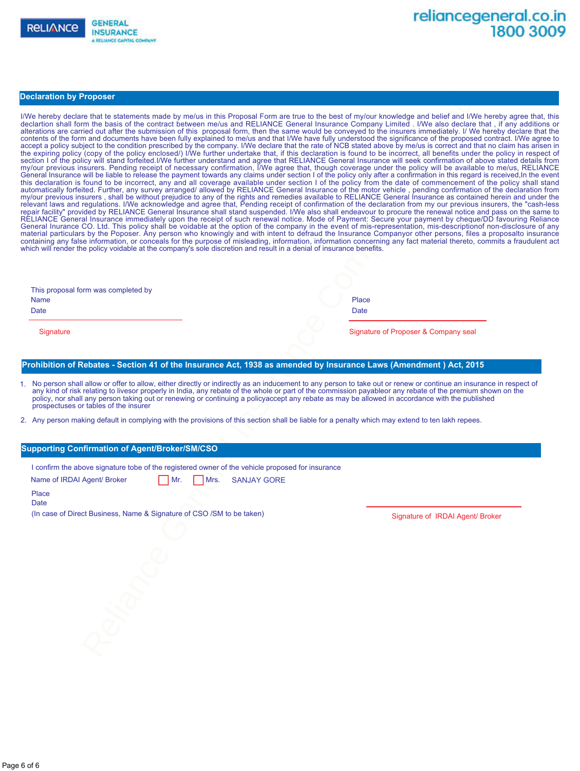## Declaration by Proposer

I/We hereby declare that te statements made by me/us in this Proposal Form are true to the best of my/our knowledge and belief and I/We hereby agree that, this declartion shall form the basis of the contract between me/us and RELIANCE General Insurance Company Limited . I/We also declare that , if any additions or alterations are carried out after the submission of this proposal form, then the same would be conveyed to the insurers immediately. I/ We hereby declare that the contents of the form and documents have been fully explained to me/us and that I/We have fully understood the significance of the proposed contract. I/We agree to accept a policy subject to the condition prescribed by the company. I/We declare that the rate of NCB stated above by me/us is correct and that no claim has arisen in the expiring policy (copy of the policy enclosed/) I/We further undertake that, if this declaration is found to be incorrect, all benefits under the policy in respect of section I of the policy will stand forfeited.I/We further understand and agree that RELIANCE General Insurance will seek confirmation of above stated details from my/our previous insurers. Pending receipt of necessary confirmation, I/We agree that, though coverage under the policy will be available to me/us, RELIANCE General Insurance will be liable to release the payment towards any claims under section I of the policy only after a confirmation in this regard is received,In the event this declaration is found to be incorrect, any and all coverage available under section I of the policy from the date of commencement of the policy shall stand automatically forfeited. Further, any survey arranged/ allowed by RELIANCE General Insurance of the motor vehicle , pending confirmation of the declaration from my/our previous insurers , shall be without prejudice to any of the rights and remedies available to RELIANCE General Insurance as contained herein and under the relevant laws and regulations. I/We acknowledge and agree that, Pending receipt of confirmation of the declaration from my our previous insurers, the "cash-less repair facility" provided by RELIANCE General Insurance shall stand suspended. I/We also shall endeavour to procure the renewal notice and pass on the same to RELIANCE General Insurance immediately upon the receipt of such renewal notice. Mode of Payment: Secure your payment by cheque/DD favouring Reliance General Inurance CO. Ltd. This policy shall be voidable at the option of the company in the event of mis-representation, mis-descriptionof non-disclosure of any material particulars by the Poposer. Any person who knowingly and with intent to defraud the Insurance Companyor other persons, files a proposalto insurance containing any false information, or conceals for the purpose of misleading, information, information concerning any fact material thereto, commits a fraudulent act which will render the policy voidable at the company's sole discretion and result in a denial of insurance benefits.

This proposal form was completed by
Name
Date

Signature

Place
Date

Signature of Proposer & Company seal

## Prohibition of Rebates - Section 41 of the Insurance Act, 1938 as amended by Insurance Laws (Amendment ) Act, 2015

1. No person shall allow or offer to allow, either directly or indirectly as an inducement to any person to take out or renew or continue an insurance in respect of any kind of risk relating to livesor properly in India, any rebate of the whole or part of the commission payableor any rebate of the premium shown on the policy, nor shall any person taking out or renewing or continuing a policyaccept any rebate as may be allowed in accordance with the published prospectuses or tables of the insurer
2. Any person making default in complying with the provisions of this section shall be liable for a penalty which may extend to ten lakh repees.

## Supporting Confirmation of Agent/Broker/SM/CSO

I confirm the above signature tobe of the registered owner of the vehicle proposed for insurance

Name of IRDAI Agent/ Broker ☐ Mr. ☐ Mrs. SANJAY GORE

Place
Date
(In case of Direct Business, Name & Signature of CSO /SM to be taken)

Signature of IRDAI Agent/ Broker